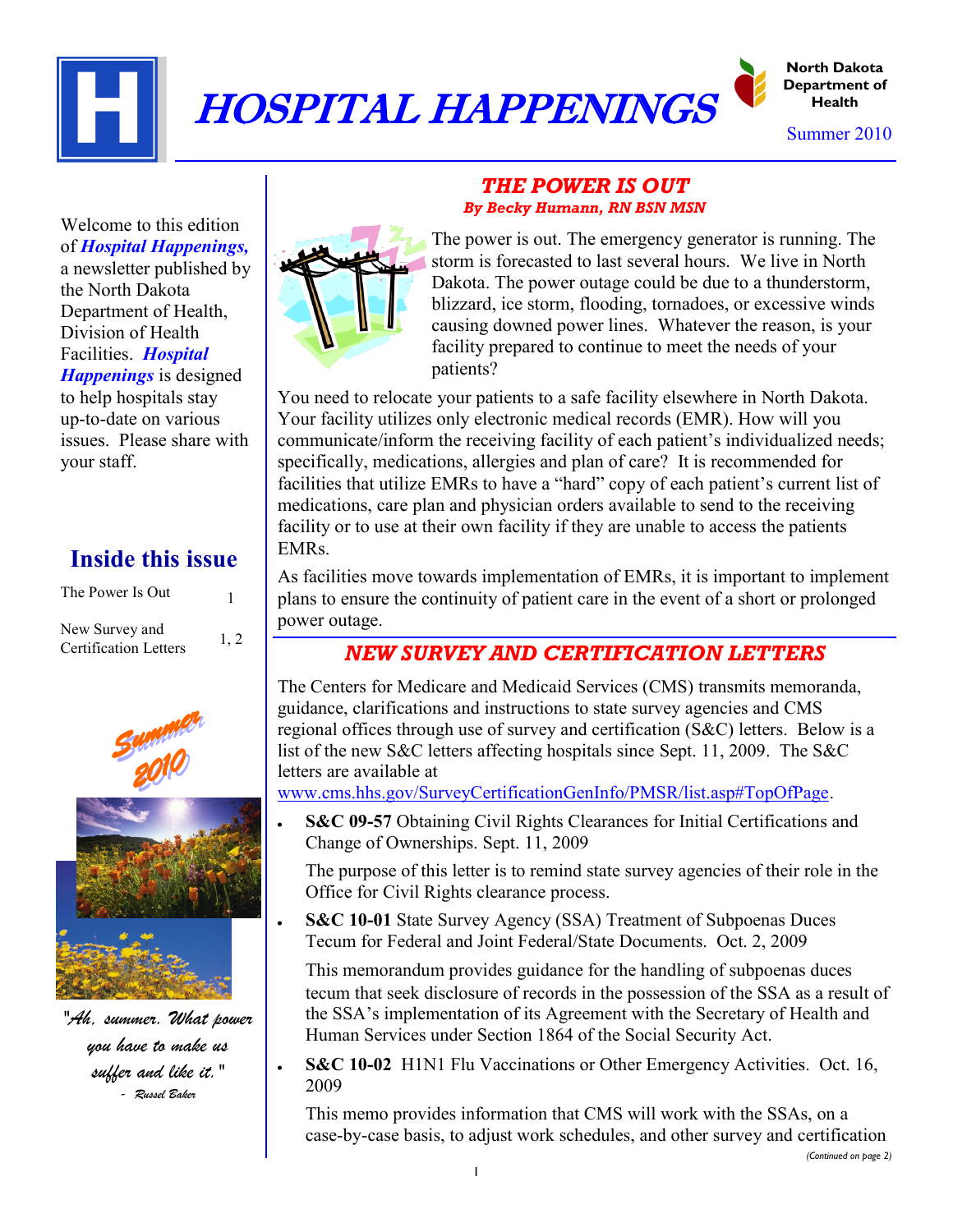# HOSPITAL HAPPENINGS

**North Dakota Department of Health**

Summer 2010

Welcome to this edition of ***Hospital Happenings,*** a newsletter published by the North Dakota Department of Health, Division of Health Facilities. ***Hospital Happenings*** is designed to help hospitals stay up-to-date on various issues. Please share with your staff.

## Inside this issue

| | |
|---|---|
| The Power Is Out | 1 |
| New Survey and Certification Letters | 1, 2 |

Summer 2010

*"Ah, summer. What power you have to make us suffer and like it."*
*- Russel Baker*

## *THE POWER IS OUT*

***By Becky Humann, RN BSN MSN***

The power is out. The emergency generator is running. The storm is forecasted to last several hours. We live in North Dakota. The power outage could be due to a thunderstorm, blizzard, ice storm, flooding, tornadoes, or excessive winds causing downed power lines. Whatever the reason, is your facility prepared to continue to meet the needs of your patients?

You need to relocate your patients to a safe facility elsewhere in North Dakota. Your facility utilizes only electronic medical records (EMR). How will you communicate/inform the receiving facility of each patient's individualized needs; specifically, medications, allergies and plan of care? It is recommended for facilities that utilize EMRs to have a "hard" copy of each patient's current list of medications, care plan and physician orders available to send to the receiving facility or to use at their own facility if they are unable to access the patients EMRs.

As facilities move towards implementation of EMRs, it is important to implement plans to ensure the continuity of patient care in the event of a short or prolonged power outage.

## *NEW SURVEY AND CERTIFICATION LETTERS*

The Centers for Medicare and Medicaid Services (CMS) transmits memoranda, guidance, clarifications and instructions to state survey agencies and CMS regional offices through use of survey and certification (S&C) letters. Below is a list of the new S&C letters affecting hospitals since Sept. 11, 2009. The S&C letters are available at www.cms.hhs.gov/SurveyCertificationGenInfo/PMSR/list.asp#TopOfPage.

- **S&C 09-57** Obtaining Civil Rights Clearances for Initial Certifications and Change of Ownerships. Sept. 11, 2009

  The purpose of this letter is to remind state survey agencies of their role in the Office for Civil Rights clearance process.

- **S&C 10-01** State Survey Agency (SSA) Treatment of Subpoenas Duces Tecum for Federal and Joint Federal/State Documents. Oct. 2, 2009

  This memorandum provides guidance for the handling of subpoenas duces tecum that seek disclosure of records in the possession of the SSA as a result of the SSA's implementation of its Agreement with the Secretary of Health and Human Services under Section 1864 of the Social Security Act.

- **S&C 10-02** H1N1 Flu Vaccinations or Other Emergency Activities. Oct. 16, 2009

  This memo provides information that CMS will work with the SSAs, on a case-by-case basis, to adjust work schedules, and other survey and certification

*(Continued on page 2)*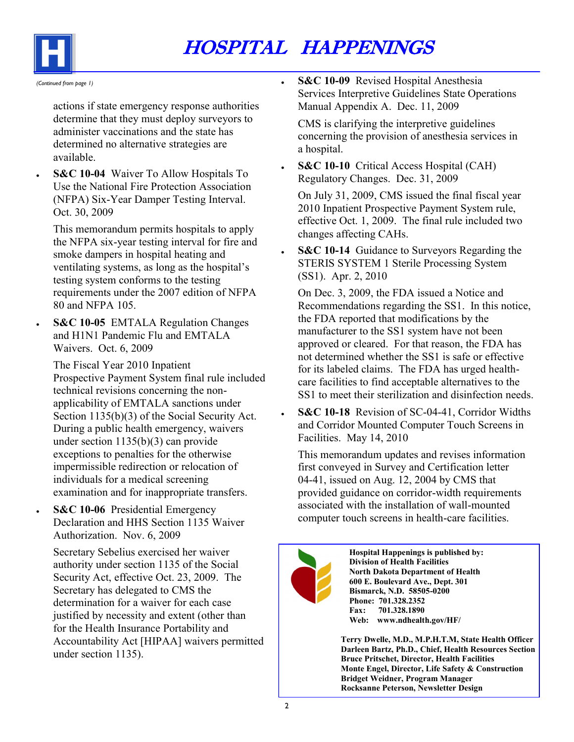# HOSPITAL HAPPENINGS

*(Continued from page 1)*

actions if state emergency response authorities determine that they must deploy surveyors to administer vaccinations and the state has determined no alternative strategies are available.

- **S&C 10-04** Waiver To Allow Hospitals To Use the National Fire Protection Association (NFPA) Six-Year Damper Testing Interval. Oct. 30, 2009

  This memorandum permits hospitals to apply the NFPA six-year testing interval for fire and smoke dampers in hospital heating and ventilating systems, as long as the hospital's testing system conforms to the testing requirements under the 2007 edition of NFPA 80 and NFPA 105.

- **S&C 10-05** EMTALA Regulation Changes and H1N1 Pandemic Flu and EMTALA Waivers. Oct. 6, 2009

  The Fiscal Year 2010 Inpatient Prospective Payment System final rule included technical revisions concerning the non-applicability of EMTALA sanctions under Section 1135(b)(3) of the Social Security Act. During a public health emergency, waivers under section 1135(b)(3) can provide exceptions to penalties for the otherwise impermissible redirection or relocation of individuals for a medical screening examination and for inappropriate transfers.

- **S&C 10-06** Presidential Emergency Declaration and HHS Section 1135 Waiver Authorization. Nov. 6, 2009

  Secretary Sebelius exercised her waiver authority under section 1135 of the Social Security Act, effective Oct. 23, 2009. The Secretary has delegated to CMS the determination for a waiver for each case justified by necessity and extent (other than for the Health Insurance Portability and Accountability Act [HIPAA] waivers permitted under section 1135).

- **S&C 10-09** Revised Hospital Anesthesia Services Interpretive Guidelines State Operations Manual Appendix A. Dec. 11, 2009

  CMS is clarifying the interpretive guidelines concerning the provision of anesthesia services in a hospital.

- **S&C 10-10** Critical Access Hospital (CAH) Regulatory Changes. Dec. 31, 2009

  On July 31, 2009, CMS issued the final fiscal year 2010 Inpatient Prospective Payment System rule, effective Oct. 1, 2009. The final rule included two changes affecting CAHs.

- **S&C 10-14** Guidance to Surveyors Regarding the STERIS SYSTEM 1 Sterile Processing System (SS1). Apr. 2, 2010

  On Dec. 3, 2009, the FDA issued a Notice and Recommendations regarding the SS1. In this notice, the FDA reported that modifications by the manufacturer to the SS1 system have not been approved or cleared. For that reason, the FDA has not determined whether the SS1 is safe or effective for its labeled claims. The FDA has urged health-care facilities to find acceptable alternatives to the SS1 to meet their sterilization and disinfection needs.

- **S&C 10-18** Revision of SC-04-41, Corridor Widths and Corridor Mounted Computer Touch Screens in Facilities. May 14, 2010

  This memorandum updates and revises information first conveyed in Survey and Certification letter 04-41, issued on Aug. 12, 2004 by CMS that provided guidance on corridor-width requirements associated with the installation of wall-mounted computer touch screens in health-care facilities.

**Hospital Happenings is published by:**
**Division of Health Facilities**
**North Dakota Department of Health**
**600 E. Boulevard Ave., Dept. 301**
**Bismarck, N.D. 58505-0200**
**Phone: 701.328.2352**
**Fax: 701.328.1890**
**Web: www.ndhealth.gov/HF/**

**Terry Dwelle, M.D., M.P.H.T.M, State Health Officer**
**Darleen Bartz, Ph.D., Chief, Health Resources Section**
**Bruce Pritschet, Director, Health Facilities**
**Monte Engel, Director, Life Safety & Construction**
**Bridget Weidner, Program Manager**
**Rocksanne Peterson, Newsletter Design**